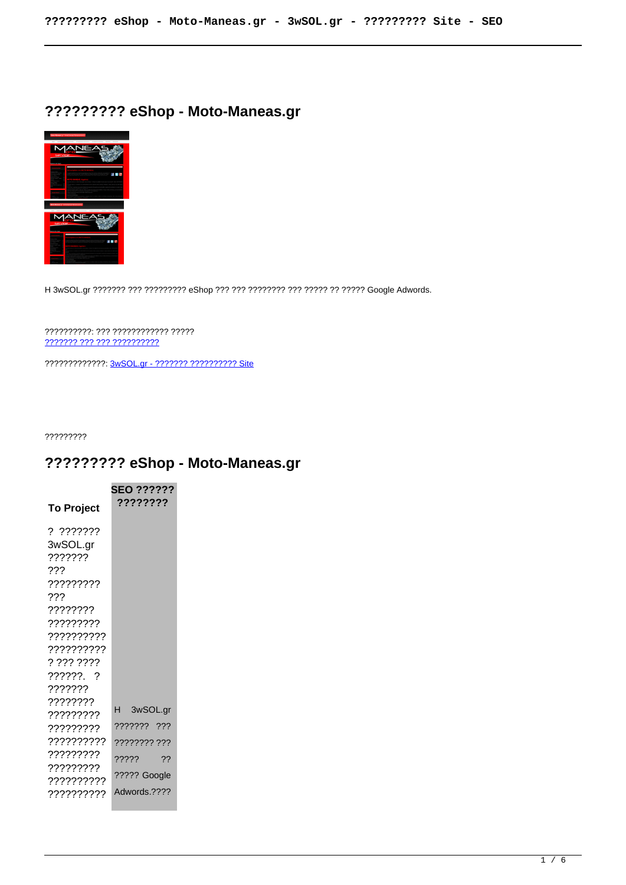# ????????? eShop - Moto-Maneas.gr

H 3wSOL.gr ??????? ??? ????????? eShop ??? ??? ???????? ??? ????? ?? ????? Google Adwords.

??????????: ??? ???????????? ?????
??????? ??? ??? ??????????

?????????????: 3wSOL.gr - ??????? ?????????? Site

?????????

## ????????? eShop - Moto-Maneas.gr

| To Project | SEO ?????? ???????? |
|---|---|
| ? ??????? 3wSOL.gr ??????? ??? ????????? ??? ???????? ????????? ?????????? ?????????? ? ??? ???? ??????. ? ??????? ???????? ????????? ????????? ?????????? ????????? ????????? ?????????? ?????????? | H 3wSOL.gr ??????? ??? ???????? ??? ????? ?? ????? Google Adwords.???? |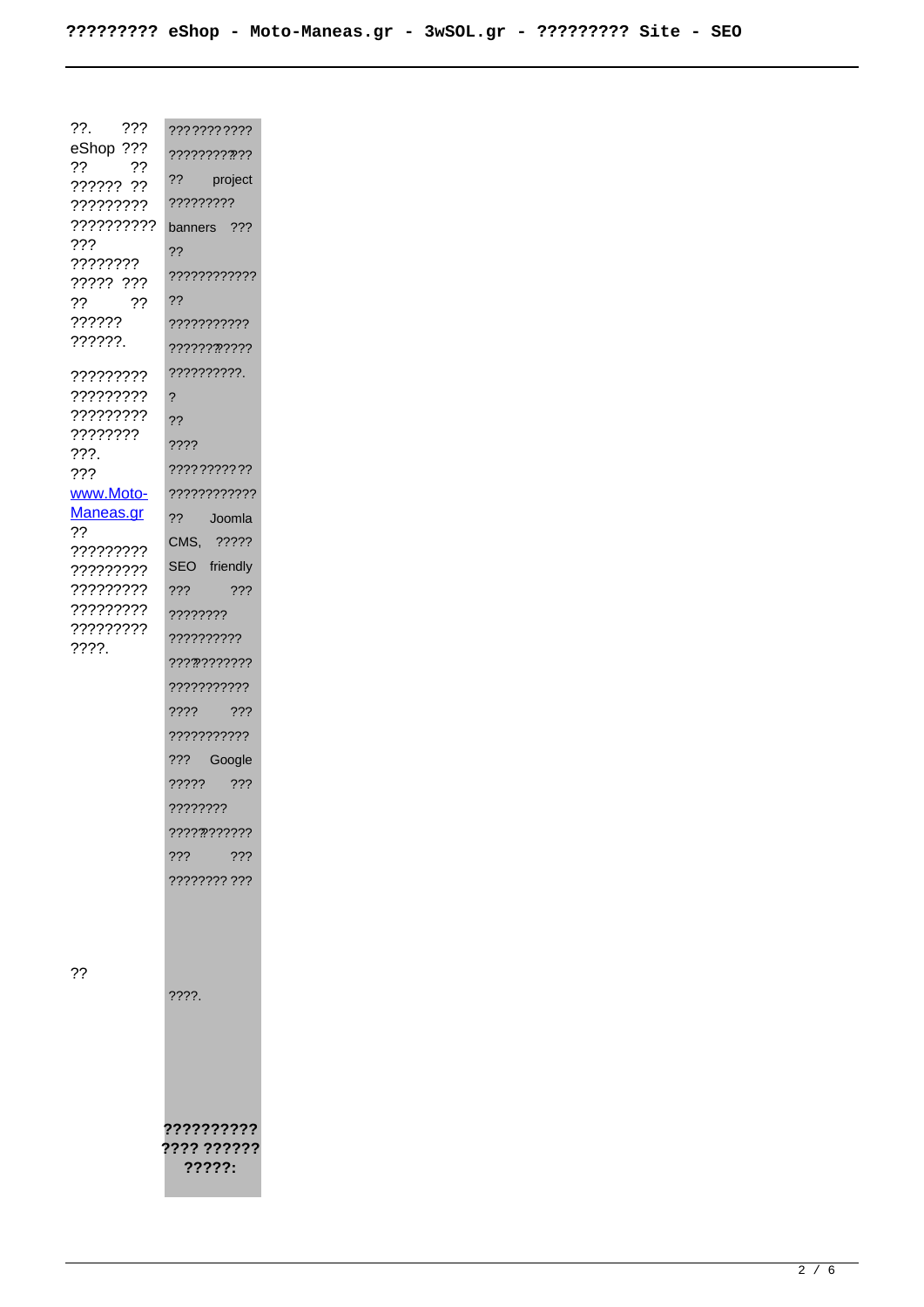??. ??? eShop ??? ?? ?? ?????? ?? ????????? ????????? ??? ???????? ????? ??? ?? ?? ?????? ??????.

????????? ????????? ????????? ???????? ???. ??? www.Moto-Maneas.gr ?? ????????? ????????? ????????? ????????? ????????? ????.

??

??????????? ?????????? ?? project ????????? banners ??? ?? ???????????? ?? ??????????? ????????????? ??????????. ? ?? ???? ??????????? ??????????? ?? Joomla CMS, ????? SEO friendly ??? ??? ???????? ?????????? ??????????? ??????????? ???? ??? ??????????? ??? Google ????? ??? ???????? ??????????? ??? ??? ???????? ???

????.

**?????????? ???? ?????? ?????:**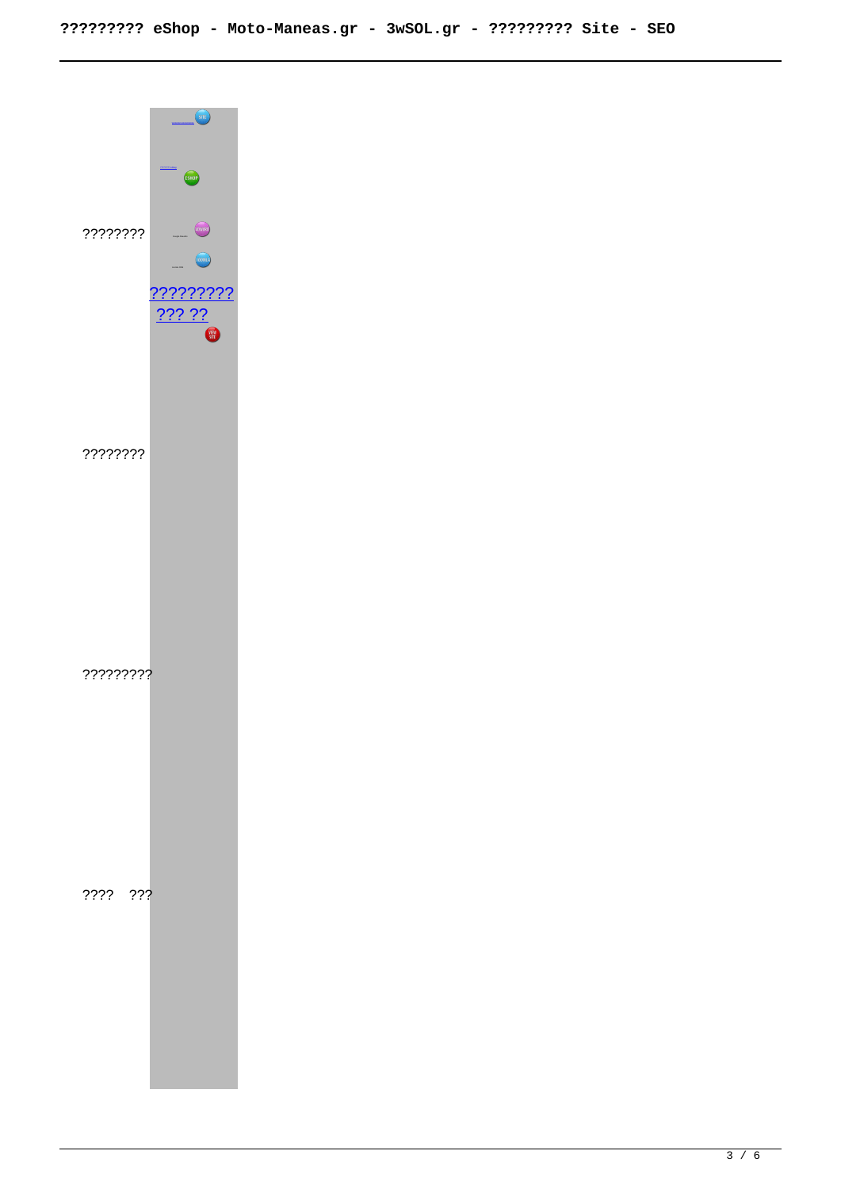| | |
|---|---|
| ???????? | SITE<br><br>ESHOP<br><br>ANDROID<br><br>JOOMLA<br><br>?????????<br>??? ??<br>VIEW SITE |
| ???????? | |
| ????????? | |
| ???? ??? | |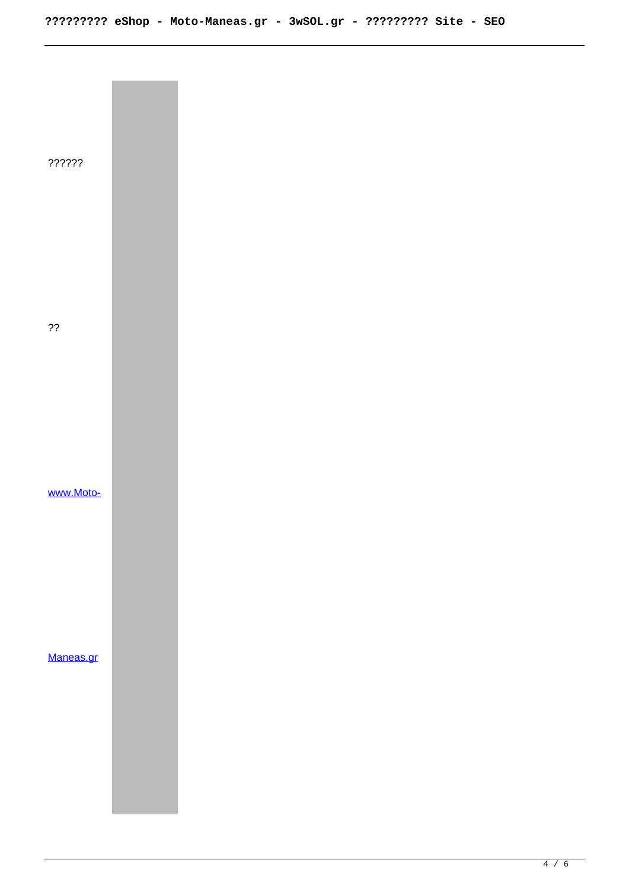??????

??

[www.Moto-Maneas.gr](http://www.Moto-Maneas.gr)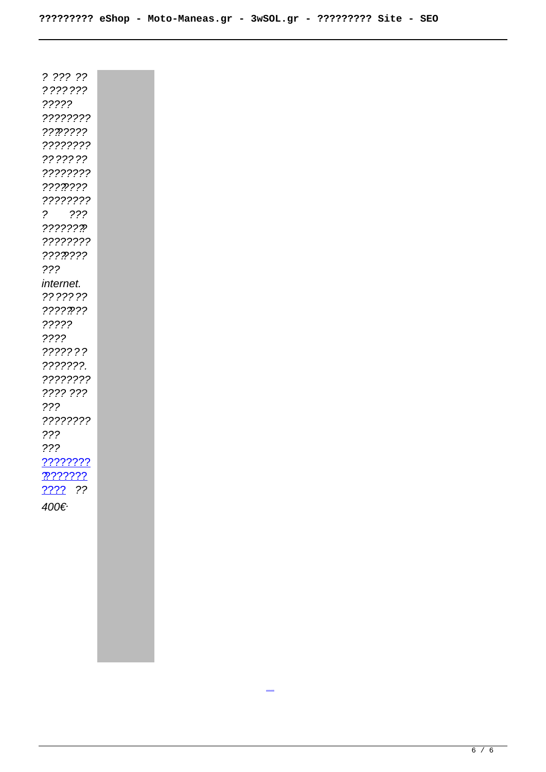*? ??? ??*
*???????*
*?????*
*????????*
*????????*
*????????*
*???????*
*????????*
*????????*
*????????*
*? ???*
*????????*
*????????*
*????????*
*???*
*internet.*
*???????*
*????????*
*?????*
*????*
*???????*
*???????.*
*????????*
*???? ???*
*???*
*????????*
*???*
*???*
*[????????](#)*
*[????????](#)*
*[????](#) ??*
*400€·*